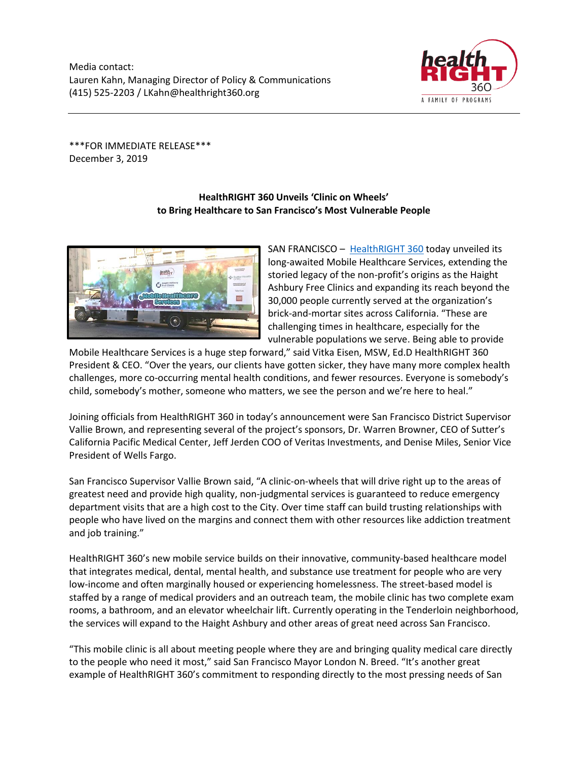Media contact:
Lauren Kahn, Managing Director of Policy & Communications
(415) 525-2203 / LKahn@healthright360.org

***FOR IMMEDIATE RELEASE***
December 3, 2019

**HealthRIGHT 360 Unveils 'Clinic on Wheels'**
**to Bring Healthcare to San Francisco's Most Vulnerable People**

SAN FRANCISCO – HealthRIGHT 360 today unveiled its long-awaited Mobile Healthcare Services, extending the storied legacy of the non-profit's origins as the Haight Ashbury Free Clinics and expanding its reach beyond the 30,000 people currently served at the organization's brick-and-mortar sites across California. "These are challenging times in healthcare, especially for the vulnerable populations we serve. Being able to provide Mobile Healthcare Services is a huge step forward," said Vitka Eisen, MSW, Ed.D HealthRIGHT 360 President & CEO. "Over the years, our clients have gotten sicker, they have many more complex health challenges, more co-occurring mental health conditions, and fewer resources. Everyone is somebody's child, somebody's mother, someone who matters, we see the person and we're here to heal."

Joining officials from HealthRIGHT 360 in today's announcement were San Francisco District Supervisor Vallie Brown, and representing several of the project's sponsors, Dr. Warren Browner, CEO of Sutter's California Pacific Medical Center, Jeff Jerden COO of Veritas Investments, and Denise Miles, Senior Vice President of Wells Fargo.

San Francisco Supervisor Vallie Brown said, "A clinic-on-wheels that will drive right up to the areas of greatest need and provide high quality, non-judgmental services is guaranteed to reduce emergency department visits that are a high cost to the City. Over time staff can build trusting relationships with people who have lived on the margins and connect them with other resources like addiction treatment and job training."

HealthRIGHT 360's new mobile service builds on their innovative, community-based healthcare model that integrates medical, dental, mental health, and substance use treatment for people who are very low-income and often marginally housed or experiencing homelessness. The street-based model is staffed by a range of medical providers and an outreach team, the mobile clinic has two complete exam rooms, a bathroom, and an elevator wheelchair lift. Currently operating in the Tenderloin neighborhood, the services will expand to the Haight Ashbury and other areas of great need across San Francisco.

"This mobile clinic is all about meeting people where they are and bringing quality medical care directly to the people who need it most," said San Francisco Mayor London N. Breed. "It's another great example of HealthRIGHT 360's commitment to responding directly to the most pressing needs of San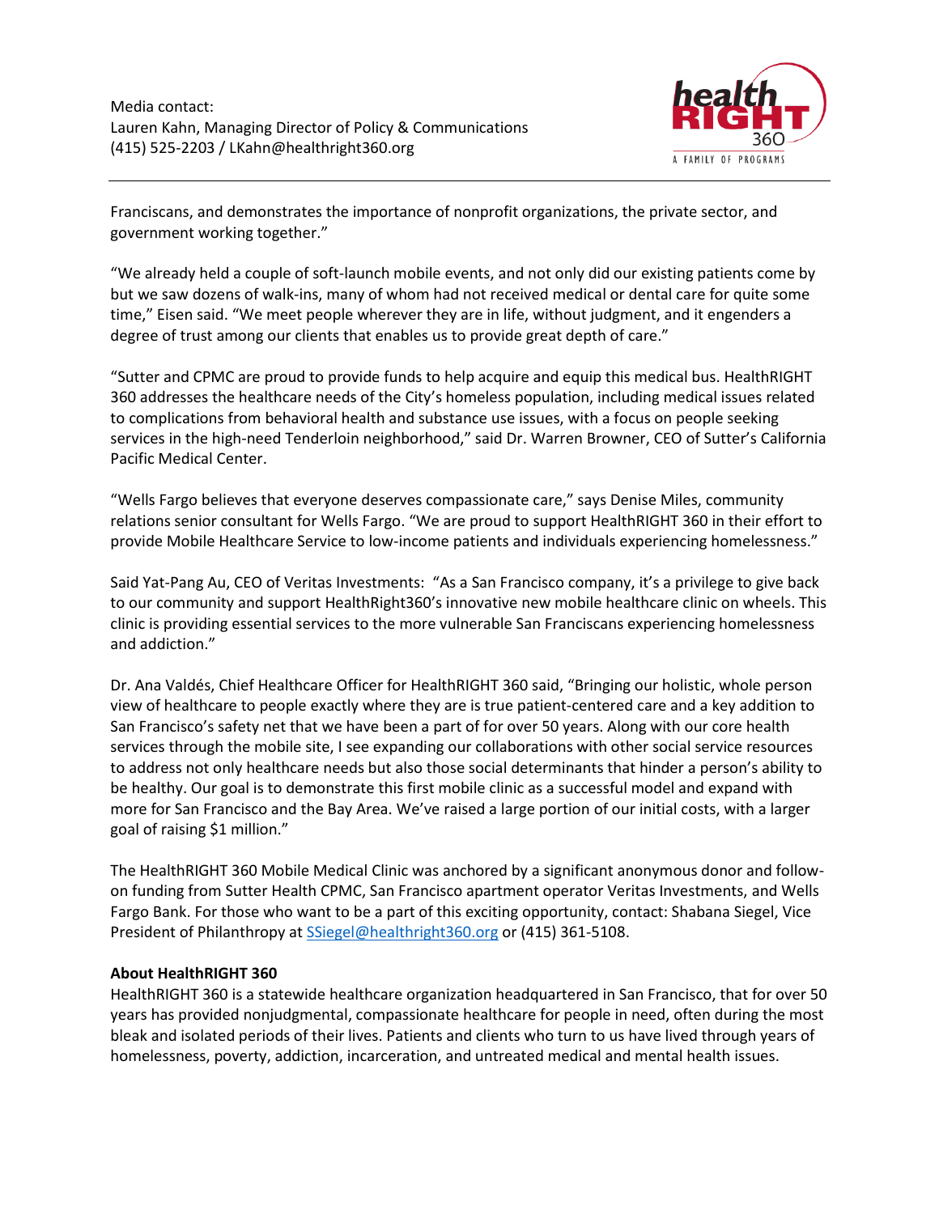Media contact:
Lauren Kahn, Managing Director of Policy & Communications
(415) 525-2203 / LKahn@healthright360.org

Franciscans, and demonstrates the importance of nonprofit organizations, the private sector, and government working together."

"We already held a couple of soft-launch mobile events, and not only did our existing patients come by but we saw dozens of walk-ins, many of whom had not received medical or dental care for quite some time," Eisen said. "We meet people wherever they are in life, without judgment, and it engenders a degree of trust among our clients that enables us to provide great depth of care."

"Sutter and CPMC are proud to provide funds to help acquire and equip this medical bus. HealthRIGHT 360 addresses the healthcare needs of the City's homeless population, including medical issues related to complications from behavioral health and substance use issues, with a focus on people seeking services in the high-need Tenderloin neighborhood," said Dr. Warren Browner, CEO of Sutter's California Pacific Medical Center.

"Wells Fargo believes that everyone deserves compassionate care," says Denise Miles, community relations senior consultant for Wells Fargo. "We are proud to support HealthRIGHT 360 in their effort to provide Mobile Healthcare Service to low-income patients and individuals experiencing homelessness."

Said Yat-Pang Au, CEO of Veritas Investments: "As a San Francisco company, it's a privilege to give back to our community and support HealthRight360's innovative new mobile healthcare clinic on wheels. This clinic is providing essential services to the more vulnerable San Franciscans experiencing homelessness and addiction."

Dr. Ana Valdés, Chief Healthcare Officer for HealthRIGHT 360 said, "Bringing our holistic, whole person view of healthcare to people exactly where they are is true patient-centered care and a key addition to San Francisco's safety net that we have been a part of for over 50 years. Along with our core health services through the mobile site, I see expanding our collaborations with other social service resources to address not only healthcare needs but also those social determinants that hinder a person's ability to be healthy. Our goal is to demonstrate this first mobile clinic as a successful model and expand with more for San Francisco and the Bay Area. We've raised a large portion of our initial costs, with a larger goal of raising $1 million."

The HealthRIGHT 360 Mobile Medical Clinic was anchored by a significant anonymous donor and follow-on funding from Sutter Health CPMC, San Francisco apartment operator Veritas Investments, and Wells Fargo Bank. For those who want to be a part of this exciting opportunity, contact: Shabana Siegel, Vice President of Philanthropy at SSiegel@healthright360.org or (415) 361-5108.

**About HealthRIGHT 360**
HealthRIGHT 360 is a statewide healthcare organization headquartered in San Francisco, that for over 50 years has provided nonjudgmental, compassionate healthcare for people in need, often during the most bleak and isolated periods of their lives. Patients and clients who turn to us have lived through years of homelessness, poverty, addiction, incarceration, and untreated medical and mental health issues.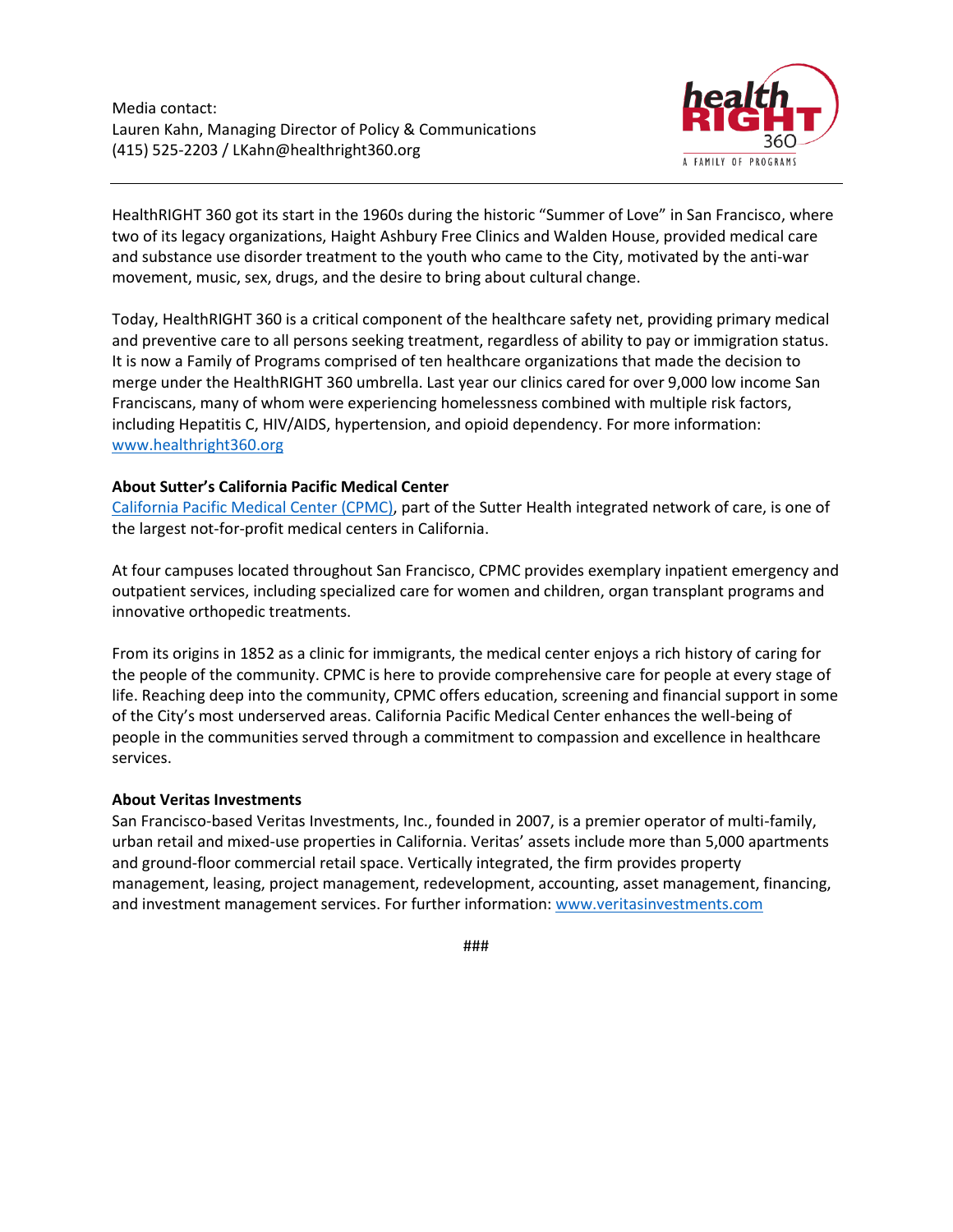Media contact:
Lauren Kahn, Managing Director of Policy & Communications
(415) 525-2203 / LKahn@healthright360.org

---

HealthRIGHT 360 got its start in the 1960s during the historic "Summer of Love" in San Francisco, where two of its legacy organizations, Haight Ashbury Free Clinics and Walden House, provided medical care and substance use disorder treatment to the youth who came to the City, motivated by the anti-war movement, music, sex, drugs, and the desire to bring about cultural change.

Today, HealthRIGHT 360 is a critical component of the healthcare safety net, providing primary medical and preventive care to all persons seeking treatment, regardless of ability to pay or immigration status. It is now a Family of Programs comprised of ten healthcare organizations that made the decision to merge under the HealthRIGHT 360 umbrella. Last year our clinics cared for over 9,000 low income San Franciscans, many of whom were experiencing homelessness combined with multiple risk factors, including Hepatitis C, HIV/AIDS, hypertension, and opioid dependency. For more information: [www.healthright360.org](www.healthright360.org)

**About Sutter's California Pacific Medical Center**
[California Pacific Medical Center (CPMC)](), part of the Sutter Health integrated network of care, is one of the largest not-for-profit medical centers in California.

At four campuses located throughout San Francisco, CPMC provides exemplary inpatient emergency and outpatient services, including specialized care for women and children, organ transplant programs and innovative orthopedic treatments.

From its origins in 1852 as a clinic for immigrants, the medical center enjoys a rich history of caring for the people of the community. CPMC is here to provide comprehensive care for people at every stage of life. Reaching deep into the community, CPMC offers education, screening and financial support in some of the City's most underserved areas. California Pacific Medical Center enhances the well-being of people in the communities served through a commitment to compassion and excellence in healthcare services.

**About Veritas Investments**
San Francisco-based Veritas Investments, Inc., founded in 2007, is a premier operator of multi-family, urban retail and mixed-use properties in California. Veritas' assets include more than 5,000 apartments and ground-floor commercial retail space. Vertically integrated, the firm provides property management, leasing, project management, redevelopment, accounting, asset management, financing, and investment management services. For further information: [www.veritasinvestments.com](www.veritasinvestments.com)

###